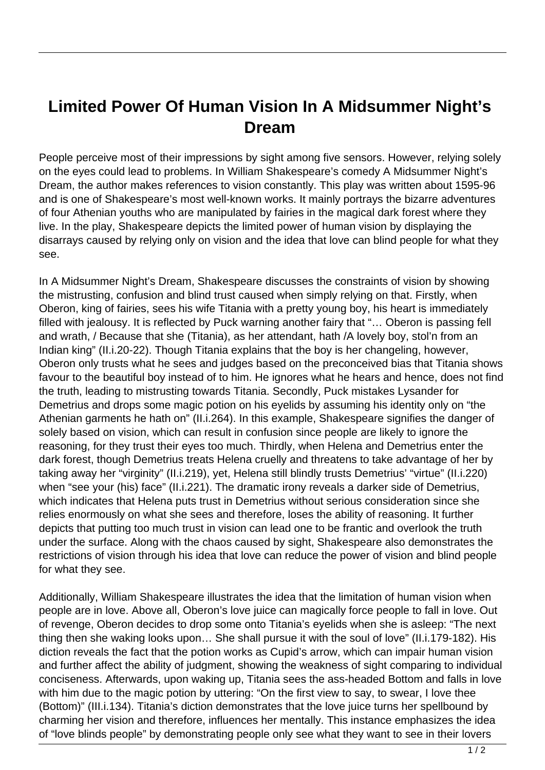# Limited Power Of Human Vision In A Midsummer Night's Dream

People perceive most of their impressions by sight among five sensors. However, relying solely on the eyes could lead to problems. In William Shakespeare's comedy A Midsummer Night's Dream, the author makes references to vision constantly. This play was written about 1595-96 and is one of Shakespeare's most well-known works. It mainly portrays the bizarre adventures of four Athenian youths who are manipulated by fairies in the magical dark forest where they live. In the play, Shakespeare depicts the limited power of human vision by displaying the disarrays caused by relying only on vision and the idea that love can blind people for what they see.

In A Midsummer Night's Dream, Shakespeare discusses the constraints of vision by showing the mistrusting, confusion and blind trust caused when simply relying on that. Firstly, when Oberon, king of fairies, sees his wife Titania with a pretty young boy, his heart is immediately filled with jealousy. It is reflected by Puck warning another fairy that "… Oberon is passing fell and wrath, / Because that she (Titania), as her attendant, hath /A lovely boy, stol'n from an Indian king" (II.i.20-22). Though Titania explains that the boy is her changeling, however, Oberon only trusts what he sees and judges based on the preconceived bias that Titania shows favour to the beautiful boy instead of to him. He ignores what he hears and hence, does not find the truth, leading to mistrusting towards Titania. Secondly, Puck mistakes Lysander for Demetrius and drops some magic potion on his eyelids by assuming his identity only on "the Athenian garments he hath on" (II.i.264). In this example, Shakespeare signifies the danger of solely based on vision, which can result in confusion since people are likely to ignore the reasoning, for they trust their eyes too much. Thirdly, when Helena and Demetrius enter the dark forest, though Demetrius treats Helena cruelly and threatens to take advantage of her by taking away her "virginity" (II.i.219), yet, Helena still blindly trusts Demetrius' "virtue" (II.i.220) when "see your (his) face" (II.i.221). The dramatic irony reveals a darker side of Demetrius, which indicates that Helena puts trust in Demetrius without serious consideration since she relies enormously on what she sees and therefore, loses the ability of reasoning. It further depicts that putting too much trust in vision can lead one to be frantic and overlook the truth under the surface. Along with the chaos caused by sight, Shakespeare also demonstrates the restrictions of vision through his idea that love can reduce the power of vision and blind people for what they see.

Additionally, William Shakespeare illustrates the idea that the limitation of human vision when people are in love. Above all, Oberon's love juice can magically force people to fall in love. Out of revenge, Oberon decides to drop some onto Titania's eyelids when she is asleep: "The next thing then she waking looks upon… She shall pursue it with the soul of love" (II.i.179-182). His diction reveals the fact that the potion works as Cupid's arrow, which can impair human vision and further affect the ability of judgment, showing the weakness of sight comparing to individual conciseness. Afterwards, upon waking up, Titania sees the ass-headed Bottom and falls in love with him due to the magic potion by uttering: "On the first view to say, to swear, I love thee (Bottom)" (III.i.134). Titania's diction demonstrates that the love juice turns her spellbound by charming her vision and therefore, influences her mentally. This instance emphasizes the idea of "love blinds people" by demonstrating people only see what they want to see in their lovers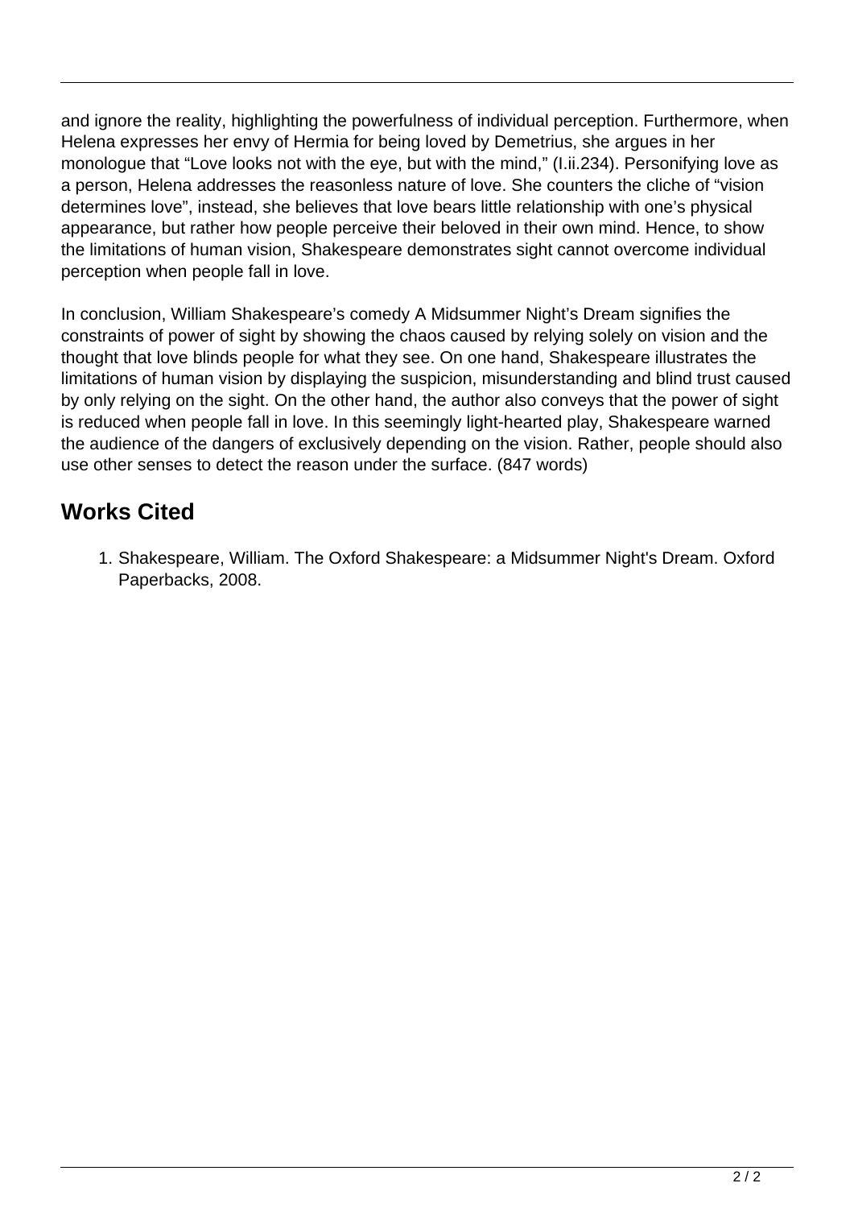and ignore the reality, highlighting the powerfulness of individual perception. Furthermore, when Helena expresses her envy of Hermia for being loved by Demetrius, she argues in her monologue that “Love looks not with the eye, but with the mind,” (I.ii.234). Personifying love as a person, Helena addresses the reasonless nature of love. She counters the cliche of “vision determines love”, instead, she believes that love bears little relationship with one’s physical appearance, but rather how people perceive their beloved in their own mind. Hence, to show the limitations of human vision, Shakespeare demonstrates sight cannot overcome individual perception when people fall in love.

In conclusion, William Shakespeare’s comedy A Midsummer Night’s Dream signifies the constraints of power of sight by showing the chaos caused by relying solely on vision and the thought that love blinds people for what they see. On one hand, Shakespeare illustrates the limitations of human vision by displaying the suspicion, misunderstanding and blind trust caused by only relying on the sight. On the other hand, the author also conveys that the power of sight is reduced when people fall in love. In this seemingly light-hearted play, Shakespeare warned the audience of the dangers of exclusively depending on the vision. Rather, people should also use other senses to detect the reason under the surface. (847 words)

## Works Cited

1. Shakespeare, William. The Oxford Shakespeare: a Midsummer Night's Dream. Oxford Paperbacks, 2008.